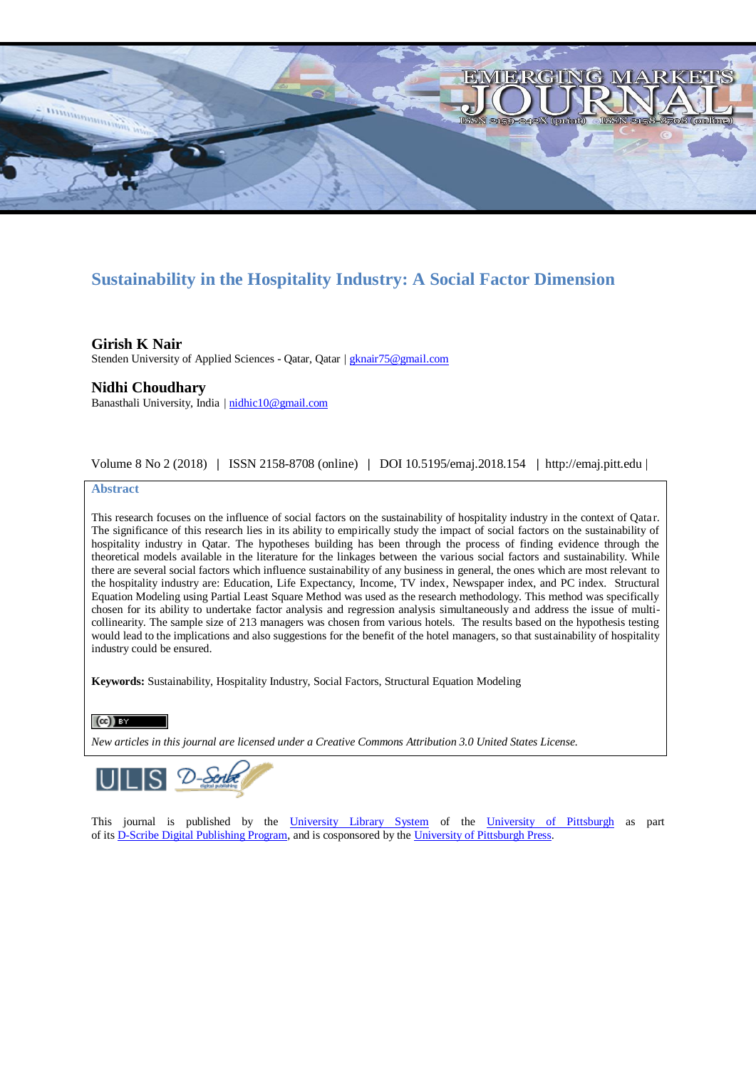# Sustainability in the Hospitality Industry: A Social Factor Dimension

**Girish K Nair**
Stenden University of Applied Sciences - Qatar, Qatar | gknair75@gmail.com

**Nidhi Choudhary**
Banasthali University, India | nidhic10@gmail.com

Volume 8 No 2 (2018) | ISSN 2158-8708 (online) | DOI 10.5195/emaj.2018.154 | http://emaj.pitt.edu |

## Abstract

This research focuses on the influence of social factors on the sustainability of hospitality industry in the context of Qatar. The significance of this research lies in its ability to empirically study the impact of social factors on the sustainability of hospitality industry in Qatar. The hypotheses building has been through the process of finding evidence through the theoretical models available in the literature for the linkages between the various social factors and sustainability. While there are several social factors which influence sustainability of any business in general, the ones which are most relevant to the hospitality industry are: Education, Life Expectancy, Income, TV index, Newspaper index, and PC index. Structural Equation Modeling using Partial Least Square Method was used as the research methodology. This method was specifically chosen for its ability to undertake factor analysis and regression analysis simultaneously and address the issue of multi-collinearity. The sample size of 213 managers was chosen from various hotels. The results based on the hypothesis testing would lead to the implications and also suggestions for the benefit of the hotel managers, so that sustainability of hospitality industry could be ensured.

**Keywords:** Sustainability, Hospitality Industry, Social Factors, Structural Equation Modeling

*New articles in this journal are licensed under a Creative Commons Attribution 3.0 United States License.*

This journal is published by the University Library System of the University of Pittsburgh as part of its D-Scribe Digital Publishing Program, and is cosponsored by the University of Pittsburgh Press.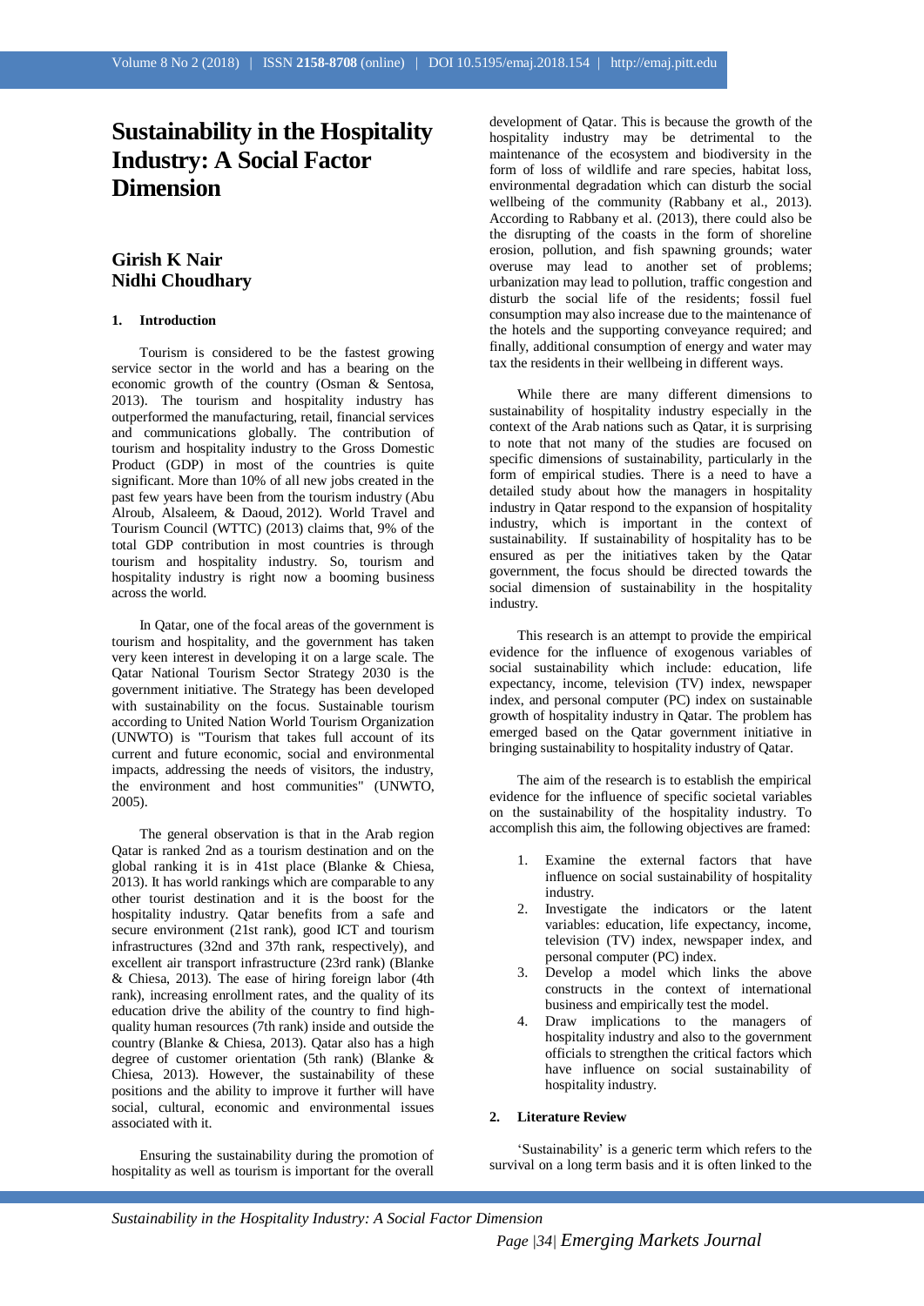# Sustainability in the Hospitality Industry: A Social Factor Dimension

**Girish K Nair**
**Nidhi Choudhary**

## 1. Introduction

Tourism is considered to be the fastest growing service sector in the world and has a bearing on the economic growth of the country (Osman & Sentosa, 2013). The tourism and hospitality industry has outperformed the manufacturing, retail, financial services and communications globally. The contribution of tourism and hospitality industry to the Gross Domestic Product (GDP) in most of the countries is quite significant. More than 10% of all new jobs created in the past few years have been from the tourism industry (Abu Alroub, Alsaleem, & Daoud, 2012). World Travel and Tourism Council (WTTC) (2013) claims that, 9% of the total GDP contribution in most countries is through tourism and hospitality industry. So, tourism and hospitality industry is right now a booming business across the world.

In Qatar, one of the focal areas of the government is tourism and hospitality, and the government has taken very keen interest in developing it on a large scale. The Qatar National Tourism Sector Strategy 2030 is the government initiative. The Strategy has been developed with sustainability on the focus. Sustainable tourism according to United Nation World Tourism Organization (UNWTO) is "Tourism that takes full account of its current and future economic, social and environmental impacts, addressing the needs of visitors, the industry, the environment and host communities" (UNWTO, 2005).

The general observation is that in the Arab region Qatar is ranked 2nd as a tourism destination and on the global ranking it is in 41st place (Blanke & Chiesa, 2013). It has world rankings which are comparable to any other tourist destination and it is the boost for the hospitality industry. Qatar benefits from a safe and secure environment (21st rank), good ICT and tourism infrastructures (32nd and 37th rank, respectively), and excellent air transport infrastructure (23rd rank) (Blanke & Chiesa, 2013). The ease of hiring foreign labor (4th rank), increasing enrollment rates, and the quality of its education drive the ability of the country to find high-quality human resources (7th rank) inside and outside the country (Blanke & Chiesa, 2013). Qatar also has a high degree of customer orientation (5th rank) (Blanke & Chiesa, 2013). However, the sustainability of these positions and the ability to improve it further will have social, cultural, economic and environmental issues associated with it.

Ensuring the sustainability during the promotion of hospitality as well as tourism is important for the overall development of Qatar. This is because the growth of the hospitality industry may be detrimental to the maintenance of the ecosystem and biodiversity in the form of loss of wildlife and rare species, habitat loss, environmental degradation which can disturb the social wellbeing of the community (Rabbany et al., 2013). According to Rabbany et al. (2013), there could also be the disrupting of the coasts in the form of shoreline erosion, pollution, and fish spawning grounds; water overuse may lead to another set of problems; urbanization may lead to pollution, traffic congestion and disturb the social life of the residents; fossil fuel consumption may also increase due to the maintenance of the hotels and the supporting conveyance required; and finally, additional consumption of energy and water may tax the residents in their wellbeing in different ways.

While there are many different dimensions to sustainability of hospitality industry especially in the context of the Arab nations such as Qatar, it is surprising to note that not many of the studies are focused on specific dimensions of sustainability, particularly in the form of empirical studies. There is a need to have a detailed study about how the managers in hospitality industry in Qatar respond to the expansion of hospitality industry, which is important in the context of sustainability. If sustainability of hospitality has to be ensured as per the initiatives taken by the Qatar government, the focus should be directed towards the social dimension of sustainability in the hospitality industry.

This research is an attempt to provide the empirical evidence for the influence of exogenous variables of social sustainability which include: education, life expectancy, income, television (TV) index, newspaper index, and personal computer (PC) index on sustainable growth of hospitality industry in Qatar. The problem has emerged based on the Qatar government initiative in bringing sustainability to hospitality industry of Qatar.

The aim of the research is to establish the empirical evidence for the influence of specific societal variables on the sustainability of the hospitality industry. To accomplish this aim, the following objectives are framed:

1. Examine the external factors that have influence on social sustainability of hospitality industry.
2. Investigate the indicators or the latent variables: education, life expectancy, income, television (TV) index, newspaper index, and personal computer (PC) index.
3. Develop a model which links the above constructs in the context of international business and empirically test the model.
4. Draw implications to the managers of hospitality industry and also to the government officials to strengthen the critical factors which have influence on social sustainability of hospitality industry.

## 2. Literature Review

'Sustainability' is a generic term which refers to the survival on a long term basis and it is often linked to the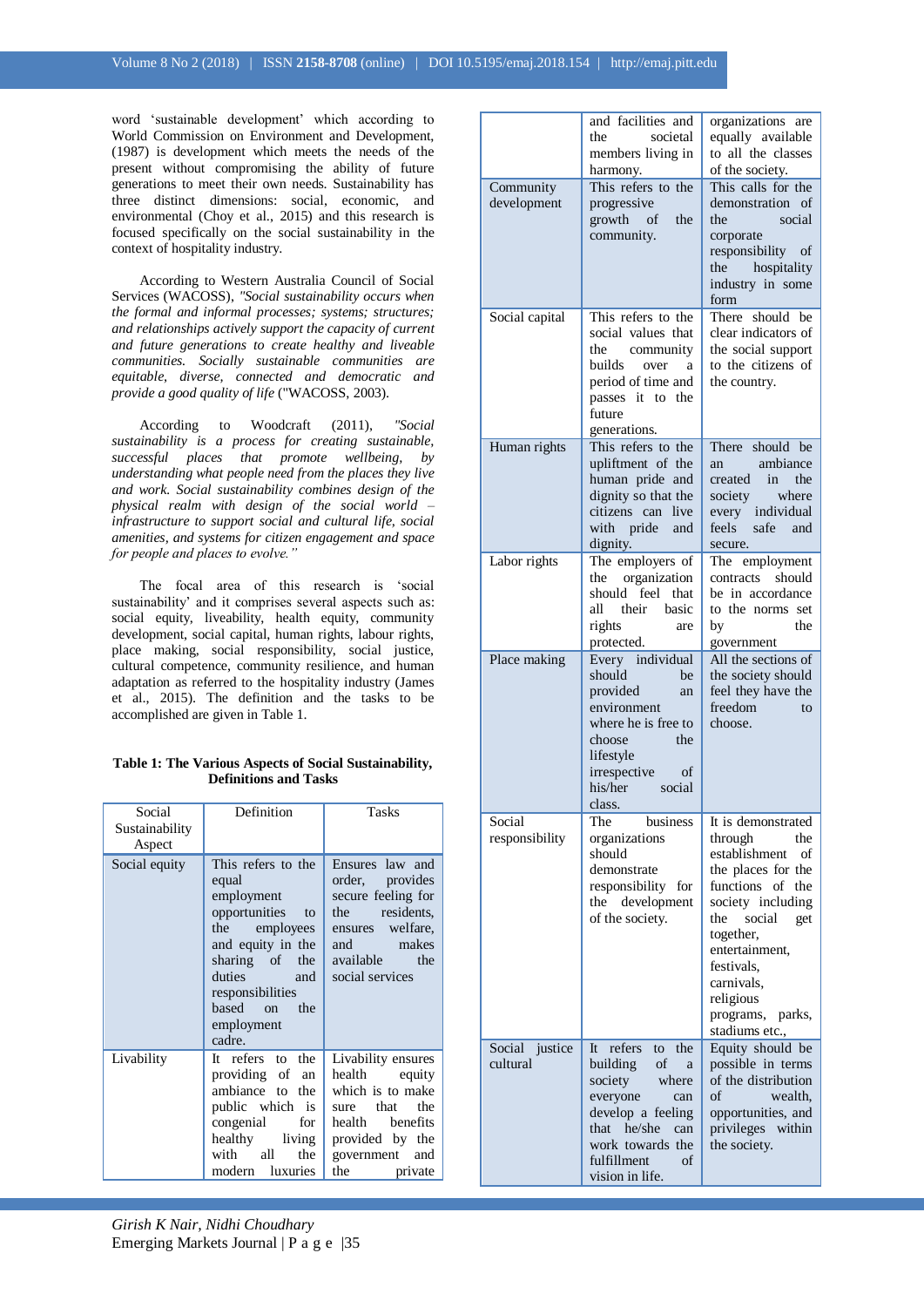word 'sustainable development' which according to World Commission on Environment and Development, (1987) is development which meets the needs of the present without compromising the ability of future generations to meet their own needs. Sustainability has three distinct dimensions: social, economic, and environmental (Choy et al., 2015) and this research is focused specifically on the social sustainability in the context of hospitality industry.

According to Western Australia Council of Social Services (WACOSS), *"Social sustainability occurs when the formal and informal processes; systems; structures; and relationships actively support the capacity of current and future generations to create healthy and liveable communities. Socially sustainable communities are equitable, diverse, connected and democratic and provide a good quality of life* ("WACOSS, 2003).

According to Woodcraft (2011), *"Social sustainability is a process for creating sustainable, successful places that promote wellbeing, by understanding what people need from the places they live and work. Social sustainability combines design of the physical realm with design of the social world – infrastructure to support social and cultural life, social amenities, and systems for citizen engagement and space for people and places to evolve."*

The focal area of this research is 'social sustainability' and it comprises several aspects such as: social equity, liveability, health equity, community development, social capital, human rights, labour rights, place making, social responsibility, social justice, cultural competence, community resilience, and human adaptation as referred to the hospitality industry (James et al., 2015). The definition and the tasks to be accomplished are given in Table 1.

**Table 1: The Various Aspects of Social Sustainability, Definitions and Tasks**

| Social Sustainability Aspect | Definition | Tasks |
|---|---|---|
| Social equity | This refers to the equal employment opportunities to the employees and equity in the sharing of the duties and responsibilities based on the employment cadre. | Ensures law and order, provides secure feeling for the residents, ensures welfare, and makes available the social services |
| Livability | It refers to the providing of an ambiance to the public which is congenial for healthy living with all the modern luxuries and facilities and the societal members living in harmony. | Livability ensures health equity which is to make sure that the health benefits provided by the government and the private organizations are equally available to all the classes of the society. |
| Community development | This refers to the progressive growth of the community. | This calls for the demonstration of the social corporate responsibility of the hospitality industry in some form |
| Social capital | This refers to the social values that the community builds over a period of time and passes it to the future generations. | There should be clear indicators of the social support to the citizens of the country. |
| Human rights | This refers to the upliftment of the human pride and dignity so that the citizens can live with pride and dignity. | There should be an ambiance created in the society where every individual feels safe and secure. |
| Labor rights | The employers of the organization should feel that all their basic rights are protected. | The employment contracts should be in accordance to the norms set by the government |
| Place making | Every individual should be provided an environment where he is free to choose the lifestyle irrespective of his/her social class. | All the sections of the society should feel they have the freedom to choose. |
| Social responsibility | The business organizations should demonstrate responsibility for the development of the society. | It is demonstrated through the establishment of the places for the functions of the society including the social get together, entertainment, festivals, carnivals, religious programs, parks, stadiums etc., |
| Social justice cultural | It refers to the building of a society where everyone can develop a feeling that he/she can work towards the fulfillment of vision in life. | Equity should be possible in terms of the distribution of wealth, opportunities, and privileges within the society. |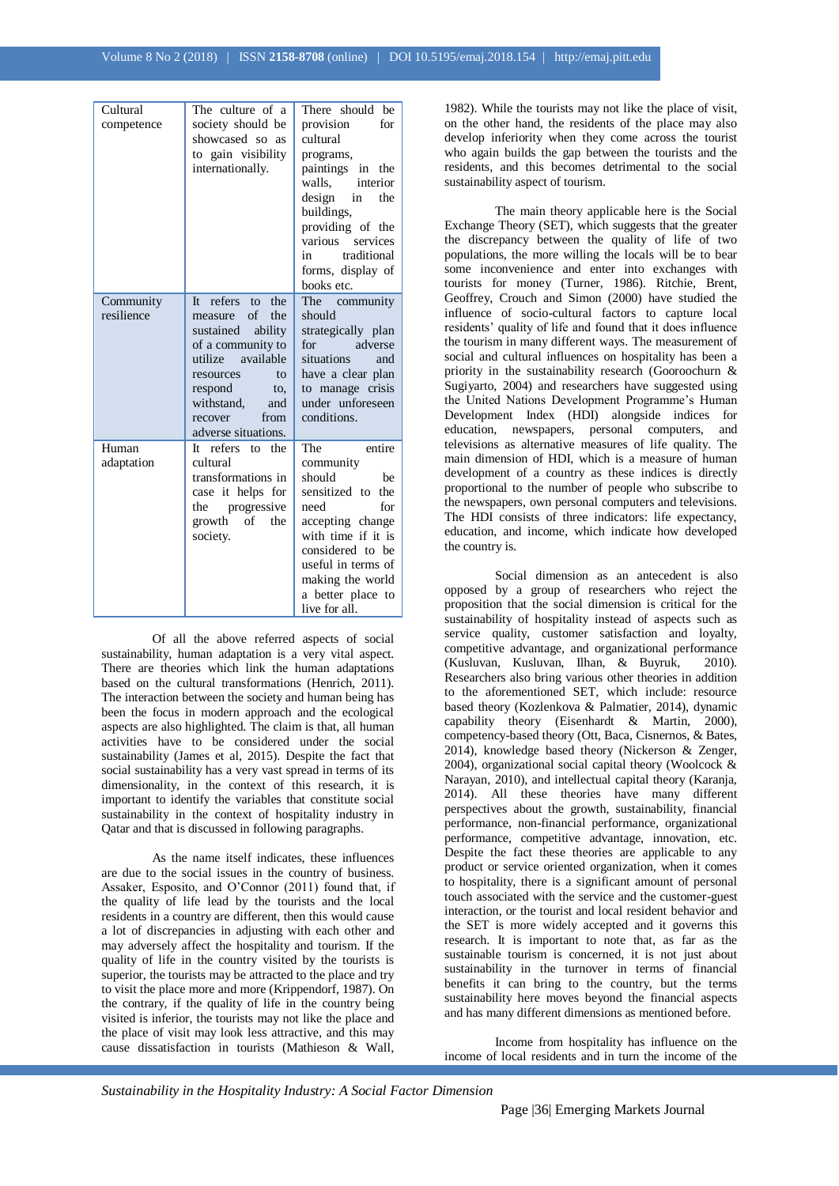| Cultural competence | The culture of a society should be showcased so as to gain visibility internationally. | There should be provision for cultural programs, paintings in the walls, interior design in the buildings, providing of the various services in traditional forms, display of books etc. |
|---|---|---|
| Community resilience | It refers to the measure of the sustained ability of a community to utilize available resources to respond to, withstand, and recover from adverse situations. | The community should strategically plan for adverse situations and have a clear plan to manage crisis under unforeseen conditions. |
| Human adaptation | It refers to the cultural transformations in case it helps for the progressive growth of the society. | The entire community should be sensitized to the need for accepting change with time if it is considered to be useful in terms of making the world a better place to live for all. |

Of all the above referred aspects of social sustainability, human adaptation is a very vital aspect. There are theories which link the human adaptations based on the cultural transformations (Henrich, 2011). The interaction between the society and human being has been the focus in modern approach and the ecological aspects are also highlighted. The claim is that, all human activities have to be considered under the social sustainability (James et al, 2015). Despite the fact that social sustainability has a very vast spread in terms of its dimensionality, in the context of this research, it is important to identify the variables that constitute social sustainability in the context of hospitality industry in Qatar and that is discussed in following paragraphs.

As the name itself indicates, these influences are due to the social issues in the country of business. Assaker, Esposito, and O'Connor (2011) found that, if the quality of life lead by the tourists and the local residents in a country are different, then this would cause a lot of discrepancies in adjusting with each other and may adversely affect the hospitality and tourism. If the quality of life in the country visited by the tourists is superior, the tourists may be attracted to the place and try to visit the place more and more (Krippendorf, 1987). On the contrary, if the quality of life in the country being visited is inferior, the tourists may not like the place and the place of visit may look less attractive, and this may cause dissatisfaction in tourists (Mathieson & Wall, 1982). While the tourists may not like the place of visit, on the other hand, the residents of the place may also develop inferiority when they come across the tourist who again builds the gap between the tourists and the residents, and this becomes detrimental to the social sustainability aspect of tourism.

The main theory applicable here is the Social Exchange Theory (SET), which suggests that the greater the discrepancy between the quality of life of two populations, the more willing the locals will be to bear some inconvenience and enter into exchanges with tourists for money (Turner, 1986). Ritchie, Brent, Geoffrey, Crouch and Simon (2000) have studied the influence of socio-cultural factors to capture local residents' quality of life and found that it does influence the tourism in many different ways. The measurement of social and cultural influences on hospitality has been a priority in the sustainability research (Gooroochurn & Sugiyarto, 2004) and researchers have suggested using the United Nations Development Programme's Human Development Index (HDI) alongside indices for education, newspapers, personal computers, and televisions as alternative measures of life quality. The main dimension of HDI, which is a measure of human development of a country as these indices is directly proportional to the number of people who subscribe to the newspapers, own personal computers and televisions. The HDI consists of three indicators: life expectancy, education, and income, which indicate how developed the country is.

Social dimension as an antecedent is also opposed by a group of researchers who reject the proposition that the social dimension is critical for the sustainability of hospitality instead of aspects such as service quality, customer satisfaction and loyalty, competitive advantage, and organizational performance (Kusluvan, Kusluvan, Ilhan, & Buyruk, 2010). Researchers also bring various other theories in addition to the aforementioned SET, which include: resource based theory (Kozlenkova & Palmatier, 2014), dynamic capability theory (Eisenhardt & Martin, 2000), competency-based theory (Ott, Baca, Cisnernos, & Bates, 2014), knowledge based theory (Nickerson & Zenger, 2004), organizational social capital theory (Woolcock & Narayan, 2010), and intellectual capital theory (Karanja, 2014). All these theories have many different perspectives about the growth, sustainability, financial performance, non-financial performance, organizational performance, competitive advantage, innovation, etc. Despite the fact these theories are applicable to any product or service oriented organization, when it comes to hospitality, there is a significant amount of personal touch associated with the service and the customer-guest interaction, or the tourist and local resident behavior and the SET is more widely accepted and it governs this research. It is important to note that, as far as the sustainable tourism is concerned, it is not just about sustainability in the turnover in terms of financial benefits it can bring to the country, but the terms sustainability here moves beyond the financial aspects and has many different dimensions as mentioned before.

Income from hospitality has influence on the income of local residents and in turn the income of the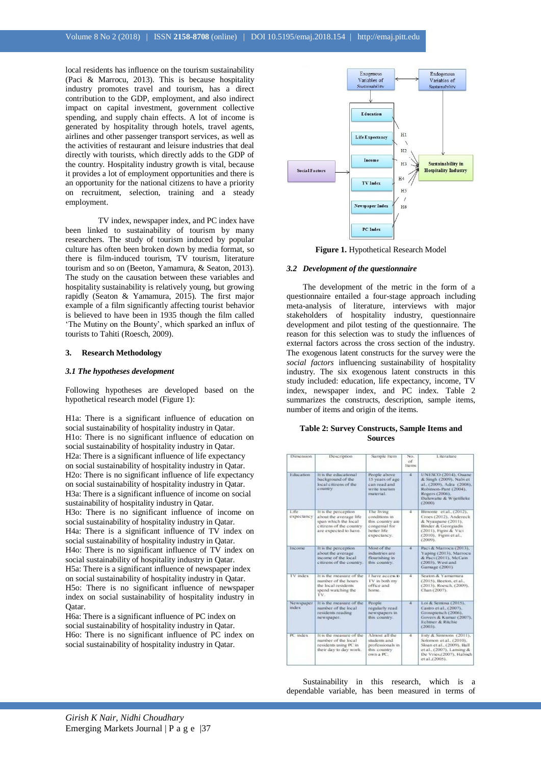local residents has influence on the tourism sustainability (Paci & Marrocu, 2013). This is because hospitality industry promotes travel and tourism, has a direct contribution to the GDP, employment, and also indirect impact on capital investment, government collective spending, and supply chain effects. A lot of income is generated by hospitality through hotels, travel agents, airlines and other passenger transport services, as well as the activities of restaurant and leisure industries that deal directly with tourists, which directly adds to the GDP of the country. Hospitality industry growth is vital, because it provides a lot of employment opportunities and there is an opportunity for the national citizens to have a priority on recruitment, selection, training and a steady employment.

TV index, newspaper index, and PC index have been linked to sustainability of tourism by many researchers. The study of tourism induced by popular culture has often been broken down by media format, so there is film-induced tourism, TV tourism, literature tourism and so on (Beeton, Yamamura, & Seaton, 2013). The study on the causation between these variables and hospitality sustainability is relatively young, but growing rapidly (Seaton & Yamamura, 2015). The first major example of a film significantly affecting tourist behavior is believed to have been in 1935 though the film called 'The Mutiny on the Bounty', which sparked an influx of tourists to Tahiti (Roesch, 2009).

## 3. Research Methodology

### 3.1 The hypotheses development

Following hypotheses are developed based on the hypothetical research model (Figure 1):

H1a: There is a significant influence of education on social sustainability of hospitality industry in Qatar.
H1o: There is no significant influence of education on social sustainability of hospitality industry in Qatar.
H2a: There is a significant influence of life expectancy on social sustainability of hospitality industry in Qatar.
H2o: There is no significant influence of life expectancy on social sustainability of hospitality industry in Qatar.
H3a: There is a significant influence of income on social sustainability of hospitality industry in Qatar.
H3o: There is no significant influence of income on social sustainability of hospitality industry in Qatar.
H4a: There is a significant influence of TV index on social sustainability of hospitality industry in Qatar.
H4o: There is no significant influence of TV index on social sustainability of hospitality industry in Qatar.
H5a: There is a significant influence of newspaper index on social sustainability of hospitality industry in Qatar.
H5o: There is no significant influence of newspaper index on social sustainability of hospitality industry in Qatar.
H6a: There is a significant influence of PC index on social sustainability of hospitality industry in Qatar.
H6o: There is no significant influence of PC index on social sustainability of hospitality industry in Qatar.

Exogenous Variables of Sustainability | Endogenous Variables of Sustainability | Social Factors | Education | Life Expectancy | Income | TV Index | Newspaper Index | PC Index | H1 | H2 | H3 | H4 | H5 | H6 | Sustainability in Hospitality Industry

**Figure 1.** Hypothetical Research Model

### 3.2 Development of the questionnaire

The development of the metric in the form of a questionnaire entailed a four-stage approach including meta-analysis of literature, interviews with major stakeholders of hospitality industry, questionnaire development and pilot testing of the questionnaire. The reason for this selection was to study the influences of external factors across the cross section of the industry. The exogenous latent constructs for the survey were the *social factors* influencing sustainability of hospitality industry. The six exogenous latent constructs in this study included: education, life expectancy, income, TV index, newspaper index, and PC index. Table 2 summarizes the constructs, description, sample items, number of items and origin of the items.

**Table 2: Survey Constructs, Sample Items and Sources**

| Dimension | Description | Sample Item | No. of Items | Literature |
|---|---|---|---|---|
| Education | It is the educational background of the local citizens of the country | People above 15 years of age can read and write tourism material. | 4 | UNESCO (2014), Osane & Singh (2009), Nabi et al., (2009), Adra (2008), Robinson-Pant (2004), Rogers (2006), Daluwatte & Wijetilleke (2000) |
| Life expectancy | It is the perception about the average life span which the local citizens of the country are expected to have. | The living conditions in this country are congenial for better life expectancy. | 4 | Himonte et al., (2012), Croes (2012), Andereck & Nyaupane (2011), Hinder & Georgiadis (2011), Figini & Vici (2010), Figini et al., (2009). |
| Income | It is the perception about the average income of the local citizens of the country. | Most of the industries are flourishing in this country. | 4 | Paci & Marrocu (2013), Yaping (2013), Marrocu & Paci (2011), McCain (2003), West and Gamage (2001) |
| TV index | It is the measure of the number of the hours the local residents spend watching the TV. | I have access to TV in both my office and home. | 4 | Seaton & Yamamura (2015), Beeton, et al., (2013), Roesch, (2009), Chan (2007). |
| Newspaper index | It is the measure of the number of the local residents reading newspaper. | People regularly read newspapers in this country. | 4 | Loi & Sentosa (2015), Castro et al., (2007), Groenewald (2006), Govers & Kumar (2007), Echtner & Ritchie (2003). |
| PC index | It is the measure of the number of the local residents using PC in their day to day work. | Almost all the students and professionals in this country own a PC. | 4 | Isty & Simmons (2011), Solomon et al., (2010), Sloan et al., (2009), Hall et al., (2007), Lansing & De Vries (2007), Habisch et al., (2005). |

Sustainability in this research, which is a dependable variable, has been measured in terms of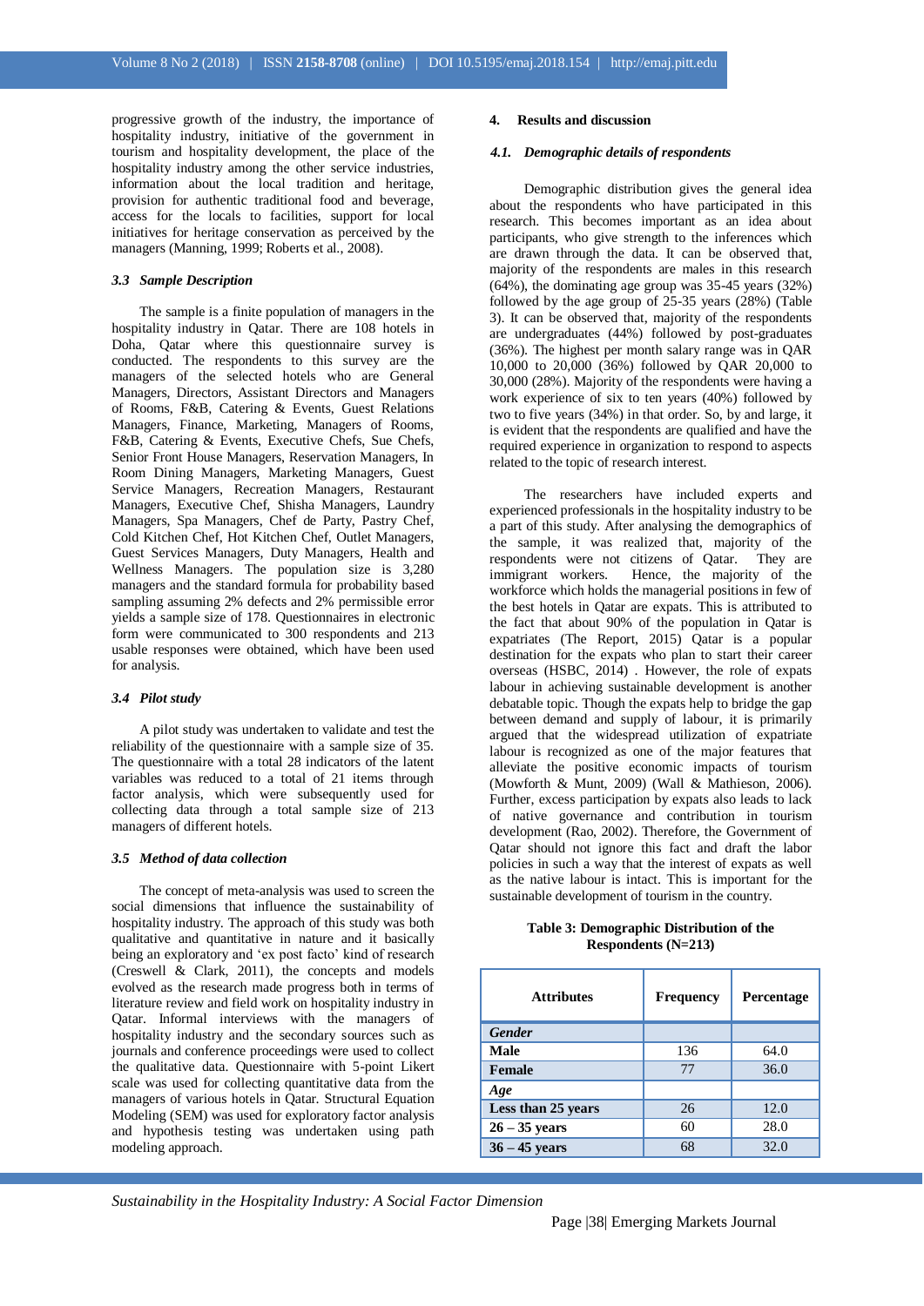progressive growth of the industry, the importance of hospitality industry, initiative of the government in tourism and hospitality development, the place of the hospitality industry among the other service industries, information about the local tradition and heritage, provision for authentic traditional food and beverage, access for the locals to facilities, support for local initiatives for heritage conservation as perceived by the managers (Manning, 1999; Roberts et al., 2008).

### 3.3 *Sample Description*

The sample is a finite population of managers in the hospitality industry in Qatar. There are 108 hotels in Doha, Qatar where this questionnaire survey is conducted. The respondents to this survey are the managers of the selected hotels who are General Managers, Directors, Assistant Directors and Managers of Rooms, F&B, Catering & Events, Guest Relations Managers, Finance, Marketing, Managers of Rooms, F&B, Catering & Events, Executive Chefs, Sue Chefs, Senior Front House Managers, Reservation Managers, In Room Dining Managers, Marketing Managers, Guest Service Managers, Recreation Managers, Restaurant Managers, Executive Chef, Shisha Managers, Laundry Managers, Spa Managers, Chef de Party, Pastry Chef, Cold Kitchen Chef, Hot Kitchen Chef, Outlet Managers, Guest Services Managers, Duty Managers, Health and Wellness Managers. The population size is 3,280 managers and the standard formula for probability based sampling assuming 2% defects and 2% permissible error yields a sample size of 178. Questionnaires in electronic form were communicated to 300 respondents and 213 usable responses were obtained, which have been used for analysis.

### 3.4 *Pilot study*

A pilot study was undertaken to validate and test the reliability of the questionnaire with a sample size of 35. The questionnaire with a total 28 indicators of the latent variables was reduced to a total of 21 items through factor analysis, which were subsequently used for collecting data through a total sample size of 213 managers of different hotels.

### 3.5 *Method of data collection*

The concept of meta-analysis was used to screen the social dimensions that influence the sustainability of hospitality industry. The approach of this study was both qualitative and quantitative in nature and it basically being an exploratory and 'ex post facto' kind of research (Creswell & Clark, 2011), the concepts and models evolved as the research made progress both in terms of literature review and field work on hospitality industry in Qatar. Informal interviews with the managers of hospitality industry and the secondary sources such as journals and conference proceedings were used to collect the qualitative data. Questionnaire with 5-point Likert scale was used for collecting quantitative data from the managers of various hotels in Qatar. Structural Equation Modeling (SEM) was used for exploratory factor analysis and hypothesis testing was undertaken using path modeling approach.

## 4. Results and discussion

### 4.1. *Demographic details of respondents*

Demographic distribution gives the general idea about the respondents who have participated in this research. This becomes important as an idea about participants, who give strength to the inferences which are drawn through the data. It can be observed that, majority of the respondents are males in this research (64%), the dominating age group was 35-45 years (32%) followed by the age group of 25-35 years (28%) (Table 3). It can be observed that, majority of the respondents are undergraduates (44%) followed by post-graduates (36%). The highest per month salary range was in QAR 10,000 to 20,000 (36%) followed by QAR 20,000 to 30,000 (28%). Majority of the respondents were having a work experience of six to ten years (40%) followed by two to five years (34%) in that order. So, by and large, it is evident that the respondents are qualified and have the required experience in organization to respond to aspects related to the topic of research interest.

The researchers have included experts and experienced professionals in the hospitality industry to be a part of this study. After analysing the demographics of the sample, it was realized that, majority of the respondents were not citizens of Qatar. They are immigrant workers. Hence, the majority of the workforce which holds the managerial positions in few of the best hotels in Qatar are expats. This is attributed to the fact that about 90% of the population in Qatar is expatriates (The Report, 2015) Qatar is a popular destination for the expats who plan to start their career overseas (HSBC, 2014) . However, the role of expats labour in achieving sustainable development is another debatable topic. Though the expats help to bridge the gap between demand and supply of labour, it is primarily argued that the widespread utilization of expatriate labour is recognized as one of the major features that alleviate the positive economic impacts of tourism (Mowforth & Munt, 2009) (Wall & Mathieson, 2006). Further, excess participation by expats also leads to lack of native governance and contribution in tourism development (Rao, 2002). Therefore, the Government of Qatar should not ignore this fact and draft the labor policies in such a way that the interest of expats as well as the native labour is intact. This is important for the sustainable development of tourism in the country.

**Table 3: Demographic Distribution of the Respondents (N=213)**

| Attributes | Frequency | Percentage |
|---|---|---|
| ***Gender*** | | |
| **Male** | 136 | 64.0 |
| **Female** | 77 | 36.0 |
| ***Age*** | | |
| **Less than 25 years** | 26 | 12.0 |
| **26 – 35 years** | 60 | 28.0 |
| **36 – 45 years** | 68 | 32.0 |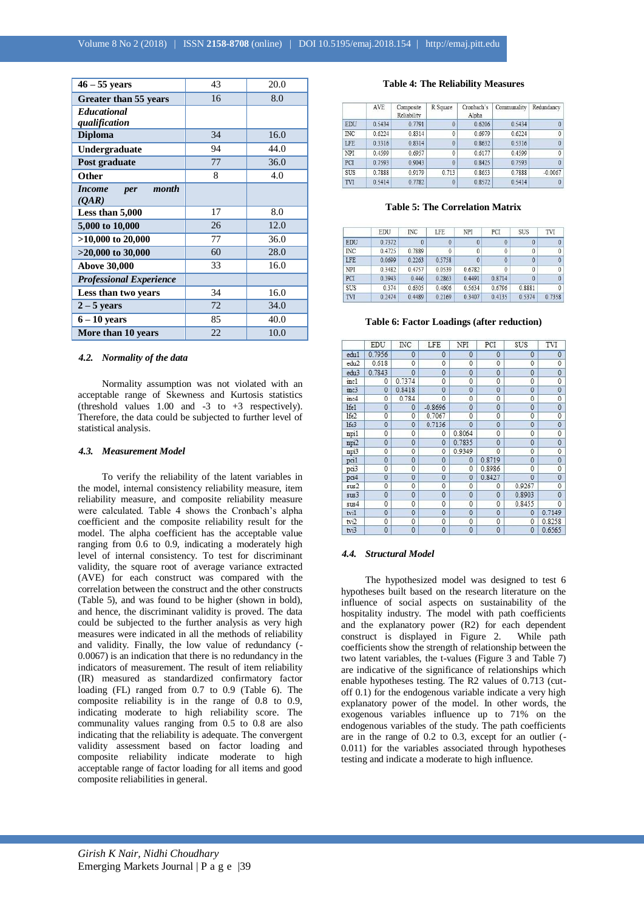| | | |
|---|---|---|
| **46 – 55 years** | 43 | 20.0 |
| **Greater than 55 years** | 16 | 8.0 |
| ***Educational qualification*** | | |
| **Diploma** | 34 | 16.0 |
| **Undergraduate** | 94 | 44.0 |
| **Post graduate** | 77 | 36.0 |
| **Other** | 8 | 4.0 |
| ***Income per month (QAR)*** | | |
| **Less than 5,000** | 17 | 8.0 |
| **5,000 to 10,000** | 26 | 12.0 |
| **>10,000 to 20,000** | 77 | 36.0 |
| **>20,000 to 30,000** | 60 | 28.0 |
| **Above 30,000** | 33 | 16.0 |
| ***Professional Experience*** | | |
| **Less than two years** | 34 | 16.0 |
| **2 – 5 years** | 72 | 34.0 |
| **6 – 10 years** | 85 | 40.0 |
| **More than 10 years** | 22 | 10.0 |

### *4.2. Normality of the data*

Normality assumption was not violated with an acceptable range of Skewness and Kurtosis statistics (threshold values 1.00 and -3 to +3 respectively). Therefore, the data could be subjected to further level of statistical analysis.

### *4.3. Measurement Model*

To verify the reliability of the latent variables in the model, internal consistency reliability measure, item reliability measure, and composite reliability measure were calculated. Table 4 shows the Cronbach's alpha coefficient and the composite reliability result for the model. The alpha coefficient has the acceptable value ranging from 0.6 to 0.9, indicating a moderately high level of internal consistency. To test for discriminant validity, the square root of average variance extracted (AVE) for each construct was compared with the correlation between the construct and the other constructs (Table 5), and was found to be higher (shown in bold), and hence, the discriminant validity is proved. The data could be subjected to the further analysis as very high measures were indicated in all the methods of reliability and validity. Finally, the low value of redundancy (-0.0067) is an indication that there is no redundancy in the indicators of measurement. The result of item reliability (IR) measured as standardized confirmatory factor loading (FL) ranged from 0.7 to 0.9 (Table 6). The composite reliability is in the range of 0.8 to 0.9, indicating moderate to high reliability score. The communality values ranging from 0.5 to 0.8 are also indicating that the reliability is adequate. The convergent validity assessment based on factor loading and composite reliability indicate moderate to high acceptable range of factor loading for all items and good composite reliabilities in general.

**Table 4: The Reliability Measures**

| | AVE | Composite Reliability | R Square | Cronbach's Alpha | Communality | Redundancy |
|---|---|---|---|---|---|---|
| EDU | 0.5434 | 0.7791 | 0 | 0.6206 | 0.5434 | 0 |
| INC | 0.6224 | 0.8314 | 0 | 0.6979 | 0.6224 | 0 |
| LFE | 0.3316 | 0.8314 | 0 | 0.8632 | 0.5316 | 0 |
| NPI | 0.4599 | 0.6957 | 0 | 0.6177 | 0.4599 | 0 |
| PCI | 0.7593 | 0.9043 | 0 | 0.8425 | 0.7593 | 0 |
| SUS | 0.7888 | 0.9179 | 0.713 | 0.8653 | 0.7888 | -0.0067 |
| TVI | 0.5414 | 0.7782 | 0 | 0.8572 | 0.5414 | 0 |

**Table 5: The Correlation Matrix**

| | EDU | INC | LFE | NPI | PCI | SUS | TVI |
|---|---|---|---|---|---|---|---|
| EDU | 0.7372 | 0 | 0 | 0 | 0 | 0 | 0 |
| INC | 0.4725 | 0.7889 | 0 | 0 | 0 | 0 | 0 |
| LFE | 0.0699 | 0.2263 | 0.5758 | 0 | 0 | 0 | 0 |
| NPI | 0.3482 | 0.4757 | 0.0539 | 0.6782 | 0 | 0 | 0 |
| PCI | 0.3943 | 0.446 | 0.2863 | 0.4491 | 0.8714 | 0 | 0 |
| SUS | 0.374 | 0.6305 | 0.4606 | 0.5634 | 0.6796 | 0.8881 | 0 |
| TVI | 0.2474 | 0.4489 | 0.2169 | 0.3407 | 0.4135 | 0.5374 | 0.7358 |

**Table 6: Factor Loadings (after reduction)**

| | EDU | INC | LFE | NPI | PCI | SUS | TVI |
|---|---|---|---|---|---|---|---|
| edu1 | 0.7956 | 0 | 0 | 0 | 0 | 0 | 0 |
| edu2 | 0.618 | 0 | 0 | 0 | 0 | 0 | 0 |
| edu3 | 0.7843 | 0 | 0 | 0 | 0 | 0 | 0 |
| inc1 | 0 | 0.7374 | 0 | 0 | 0 | 0 | 0 |
| inc3 | 0 | 0.8418 | 0 | 0 | 0 | 0 | 0 |
| inc4 | 0 | 0.784 | 0 | 0 | 0 | 0 | 0 |
| lfe1 | 0 | 0 | -0.8696 | 0 | 0 | 0 | 0 |
| lfe2 | 0 | 0 | 0.7067 | 0 | 0 | 0 | 0 |
| lfe3 | 0 | 0 | 0.7136 | 0 | 0 | 0 | 0 |
| npi1 | 0 | 0 | 0 | 0.8064 | 0 | 0 | 0 |
| npi2 | 0 | 0 | 0 | 0.7835 | 0 | 0 | 0 |
| npi3 | 0 | 0 | 0 | 0.9349 | 0 | 0 | 0 |
| pci1 | 0 | 0 | 0 | 0 | 0.8719 | 0 | 0 |
| pci3 | 0 | 0 | 0 | 0 | 0.8986 | 0 | 0 |
| pci4 | 0 | 0 | 0 | 0 | 0.8427 | 0 | 0 |
| sus2 | 0 | 0 | 0 | 0 | 0 | 0.9267 | 0 |
| sus3 | 0 | 0 | 0 | 0 | 0 | 0.8903 | 0 |
| sus4 | 0 | 0 | 0 | 0 | 0 | 0.8455 | 0 |
| tvi1 | 0 | 0 | 0 | 0 | 0 | 0 | 0.7149 |
| tvi2 | 0 | 0 | 0 | 0 | 0 | 0 | 0.8258 |
| tvi3 | 0 | 0 | 0 | 0 | 0 | 0 | 0.6565 |

### *4.4. Structural Model*

The hypothesized model was designed to test 6 hypotheses built based on the research literature on the influence of social aspects on sustainability of the hospitality industry. The model with path coefficients and the explanatory power (R2) for each dependent construct is displayed in Figure 2. While path coefficients show the strength of relationship between the two latent variables, the t-values (Figure 3 and Table 7) are indicative of the significance of relationships which enable hypotheses testing. The R2 values of 0.713 (cut-off 0.1) for the endogenous variable indicate a very high explanatory power of the model. In other words, the exogenous variables influence up to 71% on the endogenous variables of the study. The path coefficients are in the range of 0.2 to 0.3, except for an outlier (-0.011) for the variables associated through hypotheses testing and indicate a moderate to high influence.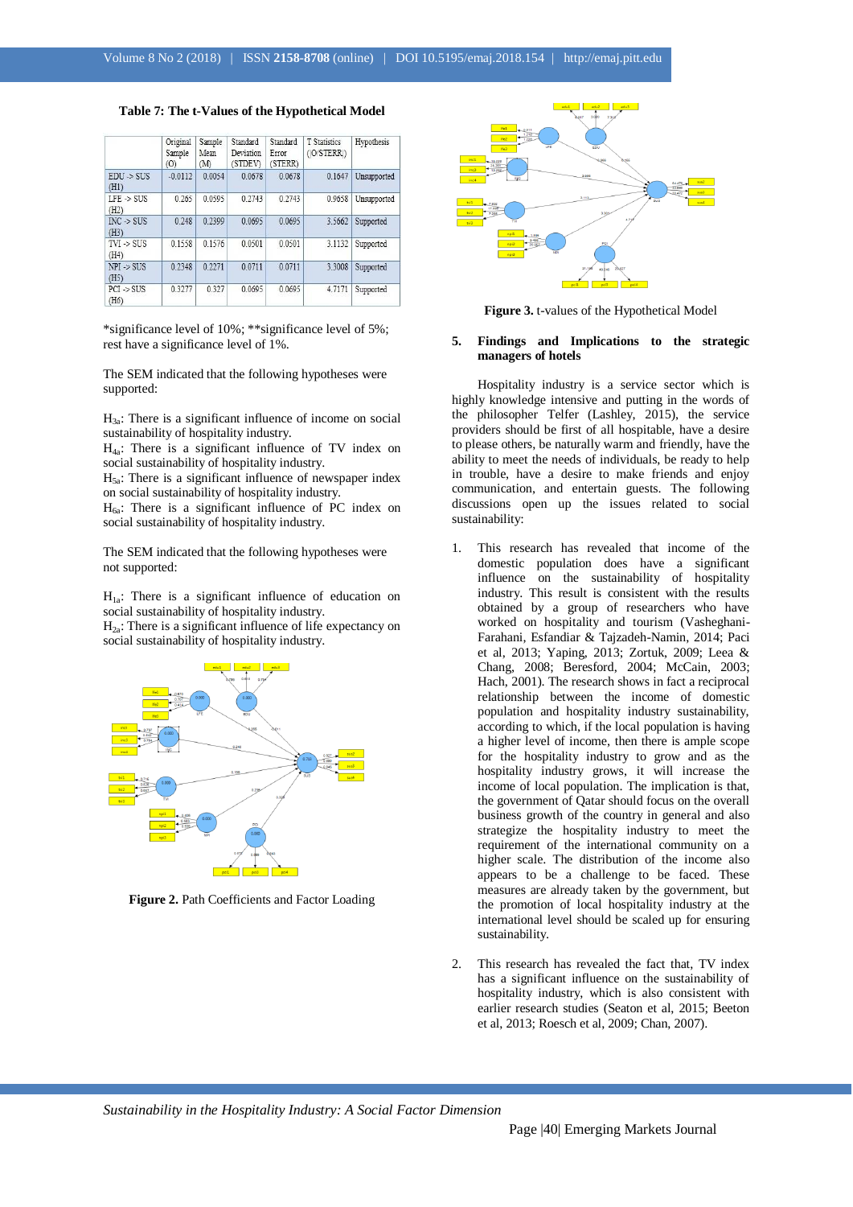**Table 7: The t-Values of the Hypothetical Model**

| | Original Sample (O) | Sample Mean (M) | Standard Deviation (STDEV) | Standard Error (STERR) | T Statistics (\|O/STERR\|) | Hypothesis |
|---|---|---|---|---|---|---|
| EDU -> SUS (H1) | -0.0112 | 0.0054 | 0.0678 | 0.0678 | 0.1647 | Unsupported |
| LFE -> SUS (H2) | 0.265 | 0.0595 | 0.2743 | 0.2743 | 0.9658 | Unsupported |
| INC -> SUS (H3) | 0.248 | 0.2399 | 0.0695 | 0.0695 | 3.5662 | Supported |
| TVI -> SUS (H4) | 0.1558 | 0.1576 | 0.0501 | 0.0501 | 3.1132 | Supported |
| NPI -> SUS (H5) | 0.2348 | 0.2271 | 0.0711 | 0.0711 | 3.3008 | Supported |
| PCI -> SUS (H6) | 0.3277 | 0.327 | 0.0695 | 0.0695 | 4.7171 | Supported |

*significance level of 10%; **significance level of 5%; rest have a significance level of 1%.

The SEM indicated that the following hypotheses were supported:

$H_{3a}$: There is a significant influence of income on social sustainability of hospitality industry.
$H_{4a}$: There is a significant influence of TV index on social sustainability of hospitality industry.
$H_{5a}$: There is a significant influence of newspaper index on social sustainability of hospitality industry.
$H_{6a}$: There is a significant influence of PC index on social sustainability of hospitality industry.

The SEM indicated that the following hypotheses were not supported:

$H_{1a}$: There is a significant influence of education on social sustainability of hospitality industry.
$H_{2a}$: There is a significant influence of life expectancy on social sustainability of hospitality industry.

**Figure 2.** Path Coefficients and Factor Loading

**Figure 3.** t-values of the Hypothetical Model

## 5. Findings and Implications to the strategic managers of hotels

Hospitality industry is a service sector which is highly knowledge intensive and putting in the words of the philosopher Telfer (Lashley, 2015), the service providers should be first of all hospitable, have a desire to please others, be naturally warm and friendly, have the ability to meet the needs of individuals, be ready to help in trouble, have a desire to make friends and enjoy communication, and entertain guests. The following discussions open up the issues related to social sustainability:

1. This research has revealed that income of the domestic population does have a significant influence on the sustainability of hospitality industry. This result is consistent with the results obtained by a group of researchers who have worked on hospitality and tourism (Vasheghani-Farahani, Esfandiar & Tajzadeh-Namin, 2014; Paci et al, 2013; Yaping, 2013; Zortuk, 2009; Leea & Chang, 2008; Beresford, 2004; McCann, 2003; Hach, 2001). The research shows in fact a reciprocal relationship between the income of domestic population and hospitality industry sustainability, according to which, if the local population is having a higher level of income, then there is ample scope for the hospitality industry to grow and as the hospitality industry grows, it will increase the income of local population. The implication is that, the government of Qatar should focus on the overall business growth of the country in general and also strategize the hospitality industry to meet the requirement of the international community on a higher scale. The distribution of the income also appears to be a challenge to be faced. These measures are already taken by the government, but the promotion of local hospitality industry at the international level should be scaled up for ensuring sustainability.

2. This research has revealed the fact that, TV index has a significant influence on the sustainability of hospitality industry, which is also consistent with earlier research studies (Seaton et al, 2015; Beeton et al, 2013; Roesch et al, 2009; Chan, 2007).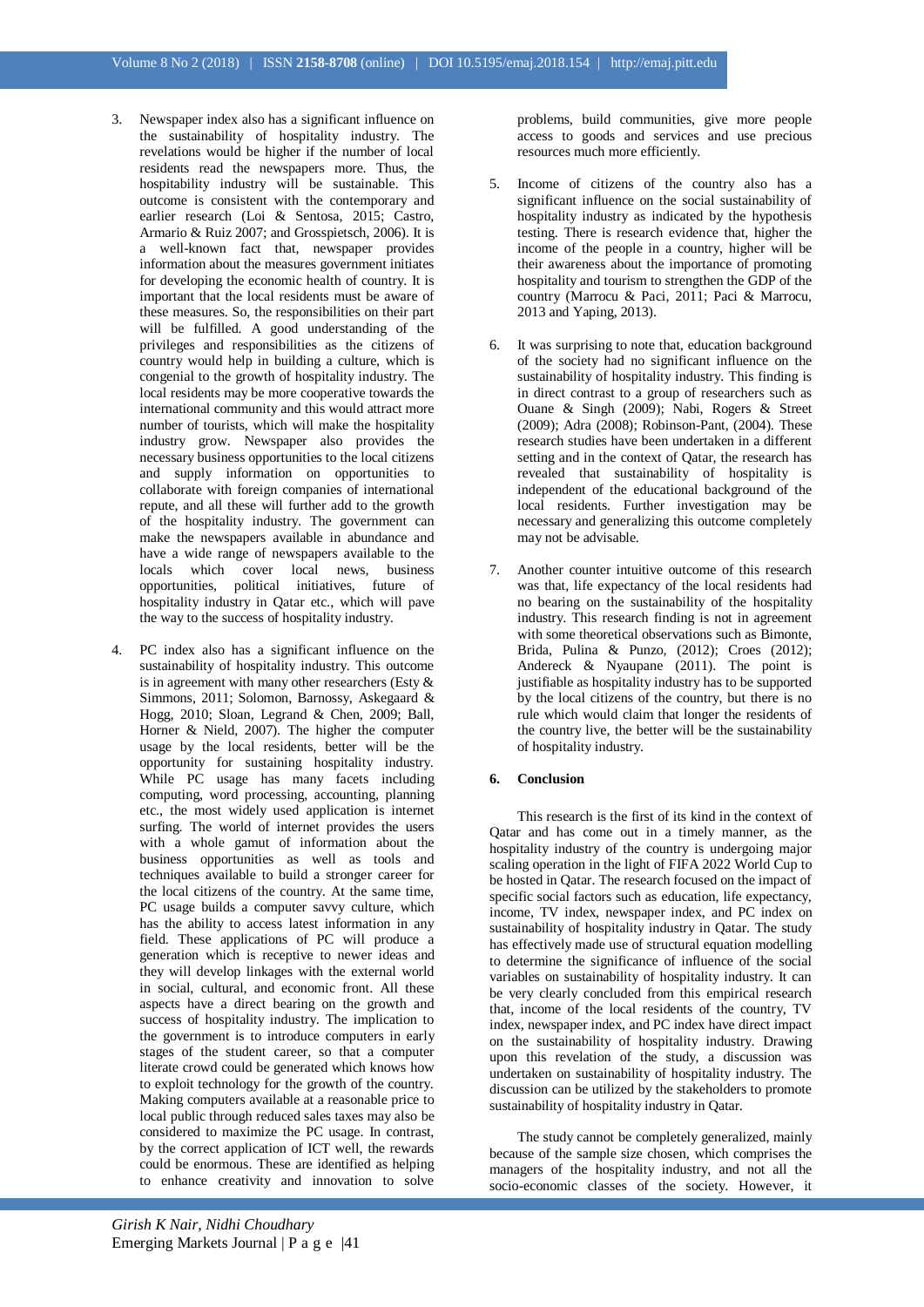3. Newspaper index also has a significant influence on the sustainability of hospitality industry. The revelations would be higher if the number of local residents read the newspapers more. Thus, the hospitability industry will be sustainable. This outcome is consistent with the contemporary and earlier research (Loi & Sentosa, 2015; Castro, Armario & Ruiz 2007; and Grosspietsch, 2006). It is a well-known fact that, newspaper provides information about the measures government initiates for developing the economic health of country. It is important that the local residents must be aware of these measures. So, the responsibilities on their part will be fulfilled. A good understanding of the privileges and responsibilities as the citizens of country would help in building a culture, which is congenial to the growth of hospitality industry. The local residents may be more cooperative towards the international community and this would attract more number of tourists, which will make the hospitality industry grow. Newspaper also provides the necessary business opportunities to the local citizens and supply information on opportunities to collaborate with foreign companies of international repute, and all these will further add to the growth of the hospitality industry. The government can make the newspapers available in abundance and have a wide range of newspapers available to the locals which cover local news, business opportunities, political initiatives, future of hospitality industry in Qatar etc., which will pave the way to the success of hospitality industry.

4. PC index also has a significant influence on the sustainability of hospitality industry. This outcome is in agreement with many other researchers (Esty & Simmons, 2011; Solomon, Barnossy, Askegaard & Hogg, 2010; Sloan, Legrand & Chen, 2009; Ball, Horner & Nield, 2007). The higher the computer usage by the local residents, better will be the opportunity for sustaining hospitality industry. While PC usage has many facets including computing, word processing, accounting, planning etc., the most widely used application is internet surfing. The world of internet provides the users with a whole gamut of information about the business opportunities as well as tools and techniques available to build a stronger career for the local citizens of the country. At the same time, PC usage builds a computer savvy culture, which has the ability to access latest information in any field. These applications of PC will produce a generation which is receptive to newer ideas and they will develop linkages with the external world in social, cultural, and economic front. All these aspects have a direct bearing on the growth and success of hospitality industry. The implication to the government is to introduce computers in early stages of the student career, so that a computer literate crowd could be generated which knows how to exploit technology for the growth of the country. Making computers available at a reasonable price to local public through reduced sales taxes may also be considered to maximize the PC usage. In contrast, by the correct application of ICT well, the rewards could be enormous. These are identified as helping to enhance creativity and innovation to solve problems, build communities, give more people access to goods and services and use precious resources much more efficiently.

5. Income of citizens of the country also has a significant influence on the social sustainability of hospitality industry as indicated by the hypothesis testing. There is research evidence that, higher the income of the people in a country, higher will be their awareness about the importance of promoting hospitality and tourism to strengthen the GDP of the country (Marrocu & Paci, 2011; Paci & Marrocu, 2013 and Yaping, 2013).

6. It was surprising to note that, education background of the society had no significant influence on the sustainability of hospitality industry. This finding is in direct contrast to a group of researchers such as Ouane & Singh (2009); Nabi, Rogers & Street (2009); Adra (2008); Robinson-Pant, (2004). These research studies have been undertaken in a different setting and in the context of Qatar, the research has revealed that sustainability of hospitality is independent of the educational background of the local residents. Further investigation may be necessary and generalizing this outcome completely may not be advisable.

7. Another counter intuitive outcome of this research was that, life expectancy of the local residents had no bearing on the sustainability of the hospitality industry. This research finding is not in agreement with some theoretical observations such as Bimonte, Brida, Pulina & Punzo, (2012); Croes (2012); Andereck & Nyaupane (2011). The point is justifiable as hospitality industry has to be supported by the local citizens of the country, but there is no rule which would claim that longer the residents of the country live, the better will be the sustainability of hospitality industry.

## 6. Conclusion

This research is the first of its kind in the context of Qatar and has come out in a timely manner, as the hospitality industry of the country is undergoing major scaling operation in the light of FIFA 2022 World Cup to be hosted in Qatar. The research focused on the impact of specific social factors such as education, life expectancy, income, TV index, newspaper index, and PC index on sustainability of hospitality industry in Qatar. The study has effectively made use of structural equation modelling to determine the significance of influence of the social variables on sustainability of hospitality industry. It can be very clearly concluded from this empirical research that, income of the local residents of the country, TV index, newspaper index, and PC index have direct impact on the sustainability of hospitality industry. Drawing upon this revelation of the study, a discussion was undertaken on sustainability of hospitality industry. The discussion can be utilized by the stakeholders to promote sustainability of hospitality industry in Qatar.

The study cannot be completely generalized, mainly because of the sample size chosen, which comprises the managers of the hospitality industry, and not all the socio-economic classes of the society. However, it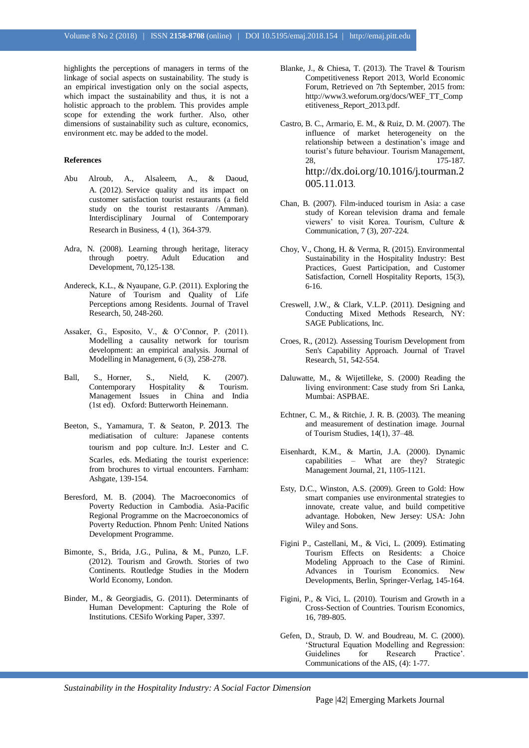highlights the perceptions of managers in terms of the linkage of social aspects on sustainability. The study is an empirical investigation only on the social aspects, which impact the sustainability and thus, it is not a holistic approach to the problem. This provides ample scope for extending the work further. Also, other dimensions of sustainability such as culture, economics, environment etc. may be added to the model.

## References

Abu Alroub, A., Alsaleem, A., & Daoud, A. (2012). Service quality and its impact on customer satisfaction tourist restaurants (a field study on the tourist restaurants /Amman). Interdisciplinary Journal of Contemporary Research in Business, 4 (1), 364-379.

Adra, N. (2008). Learning through heritage, literacy through poetry. Adult Education and Development, 70,125-138.

Andereck, K.L., & Nyaupane, G.P. (2011). Exploring the Nature of Tourism and Quality of Life Perceptions among Residents. Journal of Travel Research, 50, 248-260.

Assaker, G., Esposito, V., & O'Connor, P. (2011). Modelling a causality network for tourism development: an empirical analysis. Journal of Modelling in Management, 6 (3), 258-278.

Ball, S., Horner, S., Nield, K. (2007). Contemporary Hospitality & Tourism. Management Issues in China and India (1st ed). Oxford: Butterworth Heinemann.

Beeton, S., Yamamura, T. & Seaton, P. 2013. The mediatisation of culture: Japanese contents tourism and pop culture. In:J. Lester and C. Scarles, eds. Mediating the tourist experience: from brochures to virtual encounters. Farnham: Ashgate, 139-154.

Beresford, M. B. (2004). The Macroeconomics of Poverty Reduction in Cambodia. Asia-Pacific Regional Programme on the Macroeconomics of Poverty Reduction. Phnom Penh: United Nations Development Programme.

Bimonte, S., Brida, J.G., Pulina, & M., Punzo, L.F. (2012). Tourism and Growth. Stories of two Continents. Routledge Studies in the Modern World Economy, London.

Binder, M., & Georgiadis, G. (2011). Determinants of Human Development: Capturing the Role of Institutions. CESifo Working Paper, 3397.

Blanke, J., & Chiesa, T. (2013). The Travel & Tourism Competitiveness Report 2013, World Economic Forum, Retrieved on 7th September, 2015 from: http://www3.weforum.org/docs/WEF_TT_Competitiveness_Report_2013.pdf.

Castro, B. C., Armario, E. M., & Ruiz, D. M. (2007). The influence of market heterogeneity on the relationship between a destination's image and tourist's future behaviour. Tourism Management, 28, 175-187. http://dx.doi.org/10.1016/j.tourman.2005.11.013.

Chan, B. (2007). Film-induced tourism in Asia: a case study of Korean television drama and female viewers' to visit Korea. Tourism, Culture & Communication, 7 (3), 207-224.

Choy, V., Chong, H. & Verma, R. (2015). Environmental Sustainability in the Hospitality Industry: Best Practices, Guest Participation, and Customer Satisfaction, Cornell Hospitality Reports, 15(3), 6-16.

Creswell, J.W., & Clark, V.L.P. (2011). Designing and Conducting Mixed Methods Research, NY: SAGE Publications, Inc.

Croes, R., (2012). Assessing Tourism Development from Sen's Capability Approach. Journal of Travel Research, 51, 542-554.

Daluwatte, M., & Wijetilleke, S. (2000) Reading the living environment: Case study from Sri Lanka, Mumbai: ASPBAE.

Echtner, C. M., & Ritchie, J. R. B. (2003). The meaning and measurement of destination image. Journal of Tourism Studies, 14(1), 37–48.

Eisenhardt, K.M., & Martin, J.A. (2000). Dynamic capabilities – What are they? Strategic Management Journal, 21, 1105-1121.

Esty, D.C., Winston, A.S. (2009). Green to Gold: How smart companies use environmental strategies to innovate, create value, and build competitive advantage. Hoboken, New Jersey: USA: John Wiley and Sons.

Figini P., Castellani, M., & Vici, L. (2009). Estimating Tourism Effects on Residents: a Choice Modeling Approach to the Case of Rimini. Advances in Tourism Economics. New Developments, Berlin, Springer-Verlag, 145-164.

Figini, P., & Vici, L. (2010). Tourism and Growth in a Cross-Section of Countries. Tourism Economics, 16, 789-805.

Gefen, D., Straub, D. W. and Boudreau, M. C. (2000). 'Structural Equation Modelling and Regression: Guidelines for Research Practice'. Communications of the AIS, (4): 1-77.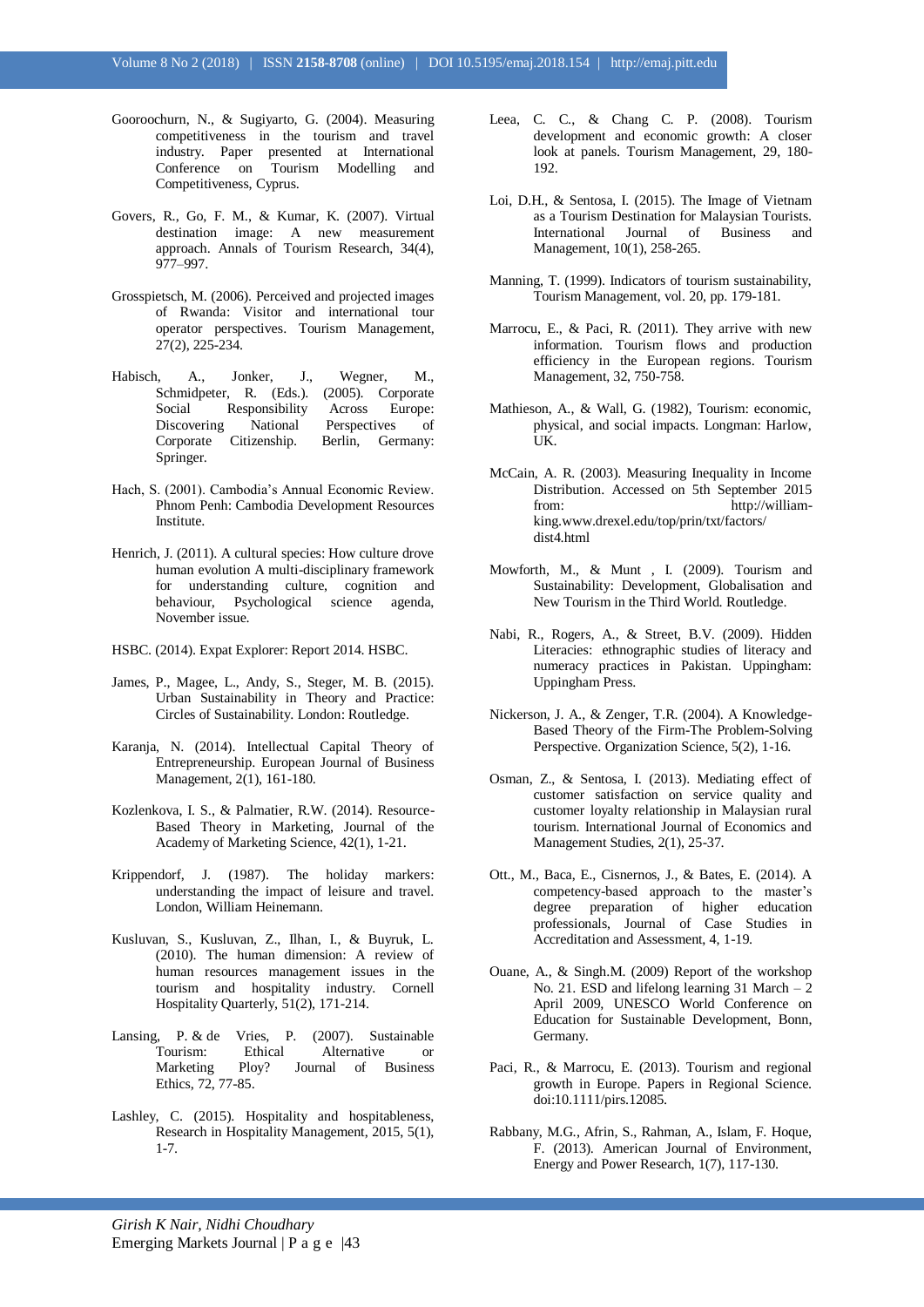Gooroochurn, N., & Sugiyarto, G. (2004). Measuring competitiveness in the tourism and travel industry. Paper presented at International Conference on Tourism Modelling and Competitiveness, Cyprus.

Govers, R., Go, F. M., & Kumar, K. (2007). Virtual destination image: A new measurement approach. Annals of Tourism Research, 34(4), 977–997.

Grosspietsch, M. (2006). Perceived and projected images of Rwanda: Visitor and international tour operator perspectives. Tourism Management, 27(2), 225-234.

Habisch, A., Jonker, J., Wegner, M., Schmidpeter, R. (Eds.). (2005). Corporate Social Responsibility Across Europe: Discovering National Perspectives of Corporate Citizenship. Berlin, Germany: Springer.

Hach, S. (2001). Cambodia's Annual Economic Review. Phnom Penh: Cambodia Development Resources Institute.

Henrich, J. (2011). A cultural species: How culture drove human evolution A multi-disciplinary framework for understanding culture, cognition and behaviour, Psychological science agenda, November issue.

HSBC. (2014). Expat Explorer: Report 2014. HSBC.

James, P., Magee, L., Andy, S., Steger, M. B. (2015). Urban Sustainability in Theory and Practice: Circles of Sustainability. London: Routledge.

Karanja, N. (2014). Intellectual Capital Theory of Entrepreneurship. European Journal of Business Management, 2(1), 161-180.

Kozlenkova, I. S., & Palmatier, R.W. (2014). Resource-Based Theory in Marketing, Journal of the Academy of Marketing Science, 42(1), 1-21.

Krippendorf, J. (1987). The holiday markers: understanding the impact of leisure and travel. London, William Heinemann.

Kusluvan, S., Kusluvan, Z., Ilhan, I., & Buyruk, L. (2010). The human dimension: A review of human resources management issues in the tourism and hospitality industry. Cornell Hospitality Quarterly, 51(2), 171-214.

Lansing, P. & de Vries, P. (2007). Sustainable Tourism: Ethical Alternative or Marketing Ploy? Journal of Business Ethics, 72, 77-85.

Lashley, C. (2015). Hospitality and hospitableness, Research in Hospitality Management, 2015, 5(1), 1-7.

Leea, C. C., & Chang C. P. (2008). Tourism development and economic growth: A closer look at panels. Tourism Management, 29, 180-192.

Loi, D.H., & Sentosa, I. (2015). The Image of Vietnam as a Tourism Destination for Malaysian Tourists. International Journal of Business and Management, 10(1), 258-265.

Manning, T. (1999). Indicators of tourism sustainability, Tourism Management, vol. 20, pp. 179-181.

Marrocu, E., & Paci, R. (2011). They arrive with new information. Tourism flows and production efficiency in the European regions. Tourism Management, 32, 750-758.

Mathieson, A., & Wall, G. (1982), Tourism: economic, physical, and social impacts. Longman: Harlow, UK.

McCain, A. R. (2003). Measuring Inequality in Income Distribution. Accessed on 5th September 2015 from: http://william-king.www.drexel.edu/top/prin/txt/factors/dist4.html

Mowforth, M., & Munt , I. (2009). Tourism and Sustainability: Development, Globalisation and New Tourism in the Third World. Routledge.

Nabi, R., Rogers, A., & Street, B.V. (2009). Hidden Literacies: ethnographic studies of literacy and numeracy practices in Pakistan. Uppingham: Uppingham Press.

Nickerson, J. A., & Zenger, T.R. (2004). A Knowledge-Based Theory of the Firm-The Problem-Solving Perspective. Organization Science, 5(2), 1-16.

Osman, Z., & Sentosa, I. (2013). Mediating effect of customer satisfaction on service quality and customer loyalty relationship in Malaysian rural tourism. International Journal of Economics and Management Studies, 2(1), 25-37.

Ott., M., Baca, E., Cisnernos, J., & Bates, E. (2014). A competency-based approach to the master's degree preparation of higher education professionals, Journal of Case Studies in Accreditation and Assessment, 4, 1-19.

Ouane, A., & Singh.M. (2009) Report of the workshop No. 21. ESD and lifelong learning 31 March – 2 April 2009, UNESCO World Conference on Education for Sustainable Development, Bonn, Germany.

Paci, R., & Marrocu, E. (2013). Tourism and regional growth in Europe. Papers in Regional Science. doi:10.1111/pirs.12085.

Rabbany, M.G., Afrin, S., Rahman, A., Islam, F. Hoque, F. (2013). American Journal of Environment, Energy and Power Research, 1(7), 117-130.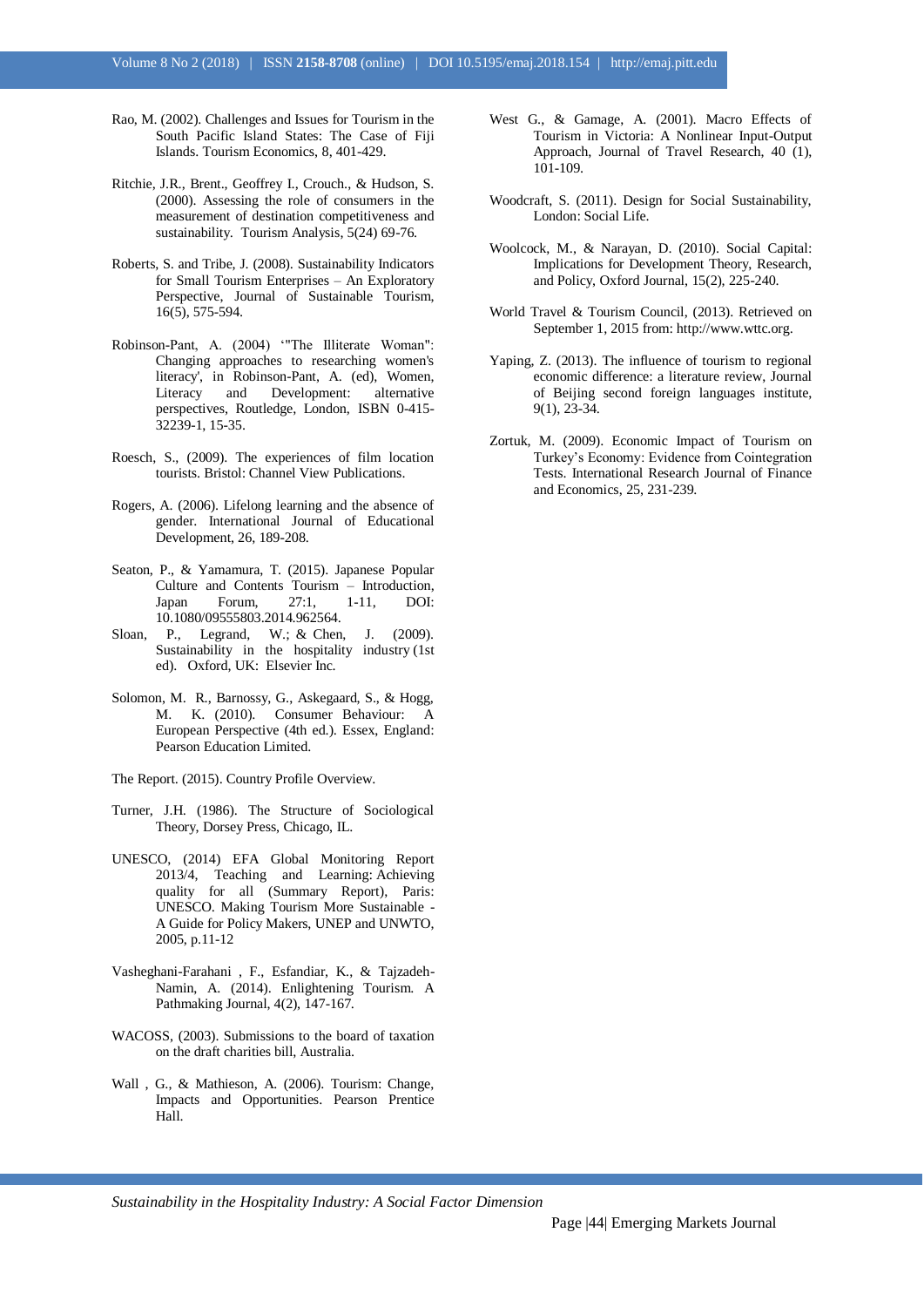Rao, M. (2002). Challenges and Issues for Tourism in the South Pacific Island States: The Case of Fiji Islands. Tourism Economics, 8, 401-429.

Ritchie, J.R., Brent., Geoffrey I., Crouch., & Hudson, S. (2000). Assessing the role of consumers in the measurement of destination competitiveness and sustainability. Tourism Analysis, 5(24) 69-76.

Roberts, S. and Tribe, J. (2008). Sustainability Indicators for Small Tourism Enterprises – An Exploratory Perspective, Journal of Sustainable Tourism, 16(5), 575-594.

Robinson-Pant, A. (2004) '"The Illiterate Woman": Changing approaches to researching women's literacy', in Robinson-Pant, A. (ed), Women, Literacy and Development: alternative perspectives, Routledge, London, ISBN 0-415-32239-1, 15-35.

Roesch, S., (2009). The experiences of film location tourists. Bristol: Channel View Publications.

Rogers, A. (2006). Lifelong learning and the absence of gender. International Journal of Educational Development, 26, 189-208.

Seaton, P., & Yamamura, T. (2015). Japanese Popular Culture and Contents Tourism – Introduction, Japan Forum, 27:1, 1-11, DOI: 10.1080/09555803.2014.962564.

Sloan, P., Legrand, W.; & Chen, J. (2009). Sustainability in the hospitality industry (1st ed). Oxford, UK: Elsevier Inc.

Solomon, M. R., Barnossy, G., Askegaard, S., & Hogg, M. K. (2010). Consumer Behaviour: A European Perspective (4th ed.). Essex, England: Pearson Education Limited.

The Report. (2015). Country Profile Overview.

Turner, J.H. (1986). The Structure of Sociological Theory, Dorsey Press, Chicago, IL.

UNESCO, (2014) EFA Global Monitoring Report 2013/4, Teaching and Learning: Achieving quality for all (Summary Report), Paris: UNESCO. Making Tourism More Sustainable - A Guide for Policy Makers, UNEP and UNWTO, 2005, p.11-12

Vasheghani-Farahani , F., Esfandiar, K., & Tajzadeh-Namin, A. (2014). Enlightening Tourism. A Pathmaking Journal, 4(2), 147-167.

WACOSS, (2003). Submissions to the board of taxation on the draft charities bill, Australia.

Wall , G., & Mathieson, A. (2006). Tourism: Change, Impacts and Opportunities. Pearson Prentice Hall.

West G., & Gamage, A. (2001). Macro Effects of Tourism in Victoria: A Nonlinear Input-Output Approach, Journal of Travel Research, 40 (1), 101-109.

Woodcraft, S. (2011). Design for Social Sustainability, London: Social Life.

Woolcock, M., & Narayan, D. (2010). Social Capital: Implications for Development Theory, Research, and Policy, Oxford Journal, 15(2), 225-240.

World Travel & Tourism Council, (2013). Retrieved on September 1, 2015 from: http://www.wttc.org.

Yaping, Z. (2013). The influence of tourism to regional economic difference: a literature review, Journal of Beijing second foreign languages institute, 9(1), 23-34.

Zortuk, M. (2009). Economic Impact of Tourism on Turkey's Economy: Evidence from Cointegration Tests. International Research Journal of Finance and Economics, 25, 231-239.